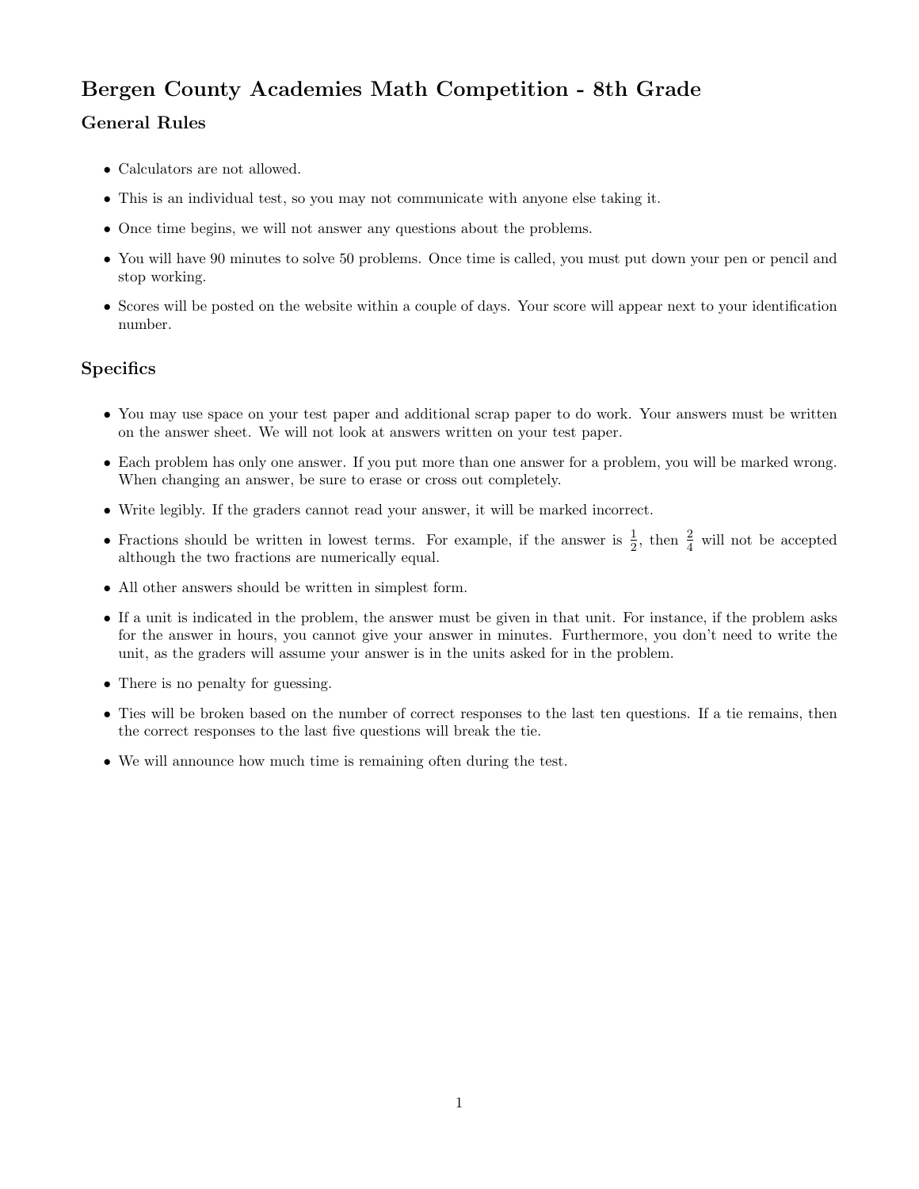# Bergen County Academies Math Competition - 8th Grade

## General Rules

- Calculators are not allowed.
- This is an individual test, so you may not communicate with anyone else taking it.
- Once time begins, we will not answer any questions about the problems.
- You will have 90 minutes to solve 50 problems. Once time is called, you must put down your pen or pencil and stop working.
- Scores will be posted on the website within a couple of days. Your score will appear next to your identification number.

## Specifics

- You may use space on your test paper and additional scrap paper to do work. Your answers must be written on the answer sheet. We will not look at answers written on your test paper.
- Each problem has only one answer. If you put more than one answer for a problem, you will be marked wrong. When changing an answer, be sure to erase or cross out completely.
- Write legibly. If the graders cannot read your answer, it will be marked incorrect.
- Fractions should be written in lowest terms. For example, if the answer is $\frac{1}{2}$, then $\frac{2}{4}$ will not be accepted although the two fractions are numerically equal.
- All other answers should be written in simplest form.
- If a unit is indicated in the problem, the answer must be given in that unit. For instance, if the problem asks for the answer in hours, you cannot give your answer in minutes. Furthermore, you don't need to write the unit, as the graders will assume your answer is in the units asked for in the problem.
- There is no penalty for guessing.
- Ties will be broken based on the number of correct responses to the last ten questions. If a tie remains, then the correct responses to the last five questions will break the tie.
- We will announce how much time is remaining often during the test.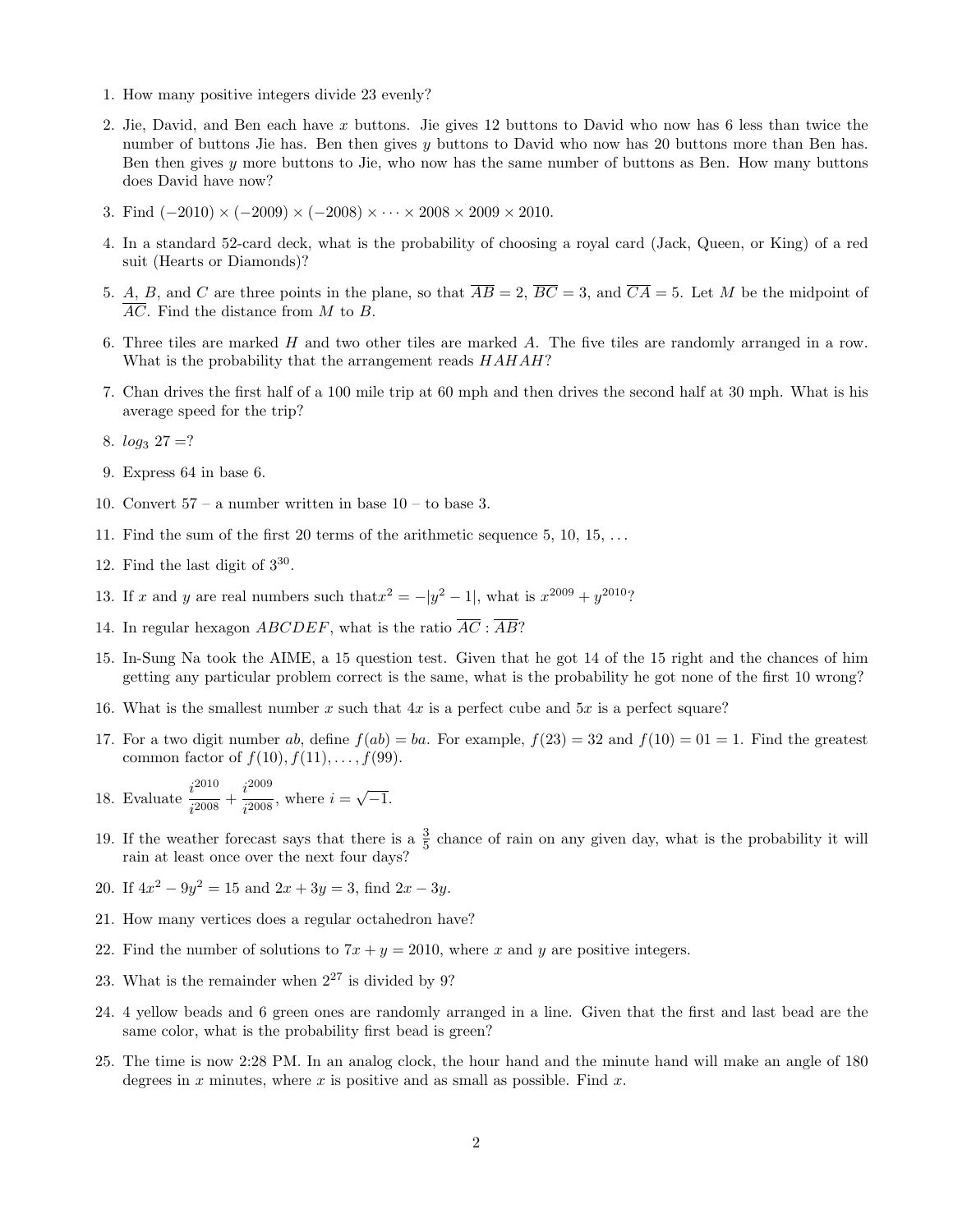1. How many positive integers divide 23 evenly?

2. Jie, David, and Ben each have $x$ buttons. Jie gives 12 buttons to David who now has 6 less than twice the number of buttons Jie has. Ben then gives $y$ buttons to David who now has 20 buttons more than Ben has. Ben then gives $y$ more buttons to Jie, who now has the same number of buttons as Ben. How many buttons does David have now?

3. Find $(-2010) \times (-2009) \times (-2008) \times \cdots \times 2008 \times 2009 \times 2010$.

4. In a standard 52-card deck, what is the probability of choosing a royal card (Jack, Queen, or King) of a red suit (Hearts or Diamonds)?

5. $A$, $B$, and $C$ are three points in the plane, so that $\overline{AB} = 2$, $\overline{BC} = 3$, and $\overline{CA} = 5$. Let $M$ be the midpoint of $\overline{AC}$. Find the distance from $M$ to $B$.

6. Three tiles are marked $H$ and two other tiles are marked $A$. The five tiles are randomly arranged in a row. What is the probability that the arrangement reads $HAHAH$?

7. Chan drives the first half of a 100 mile trip at 60 mph and then drives the second half at 30 mph. What is his average speed for the trip?

8. $log_3 27 =$?

9. Express 64 in base 6.

10. Convert 57 – a number written in base 10 – to base 3.

11. Find the sum of the first 20 terms of the arithmetic sequence 5, 10, 15, ...

12. Find the last digit of $3^{30}$.

13. If $x$ and $y$ are real numbers such that$x^2 = -|y^2 - 1|$, what is $x^{2009} + y^{2010}$?

14. In regular hexagon $ABCDEF$, what is the ratio $\overline{AC} : \overline{AB}$?

15. In-Sung Na took the AIME, a 15 question test. Given that he got 14 of the 15 right and the chances of him getting any particular problem correct is the same, what is the probability he got none of the first 10 wrong?

16. What is the smallest number $x$ such that $4x$ is a perfect cube and $5x$ is a perfect square?

17. For a two digit number $ab$, define $f(ab) = ba$. For example, $f(23) = 32$ and $f(10) = 01 = 1$. Find the greatest common factor of $f(10), f(11), \ldots, f(99)$.

18. Evaluate $\dfrac{i^{2010}}{i^{2008}} + \dfrac{i^{2009}}{i^{2008}}$, where $i = \sqrt{-1}$.

19. If the weather forecast says that there is a $\frac{3}{5}$ chance of rain on any given day, what is the probability it will rain at least once over the next four days?

20. If $4x^2 - 9y^2 = 15$ and $2x + 3y = 3$, find $2x - 3y$.

21. How many vertices does a regular octahedron have?

22. Find the number of solutions to $7x + y = 2010$, where $x$ and $y$ are positive integers.

23. What is the remainder when $2^{27}$ is divided by 9?

24. 4 yellow beads and 6 green ones are randomly arranged in a line. Given that the first and last bead are the same color, what is the probability first bead is green?

25. The time is now 2:28 PM. In an analog clock, the hour hand and the minute hand will make an angle of 180 degrees in $x$ minutes, where $x$ is positive and as small as possible. Find $x$.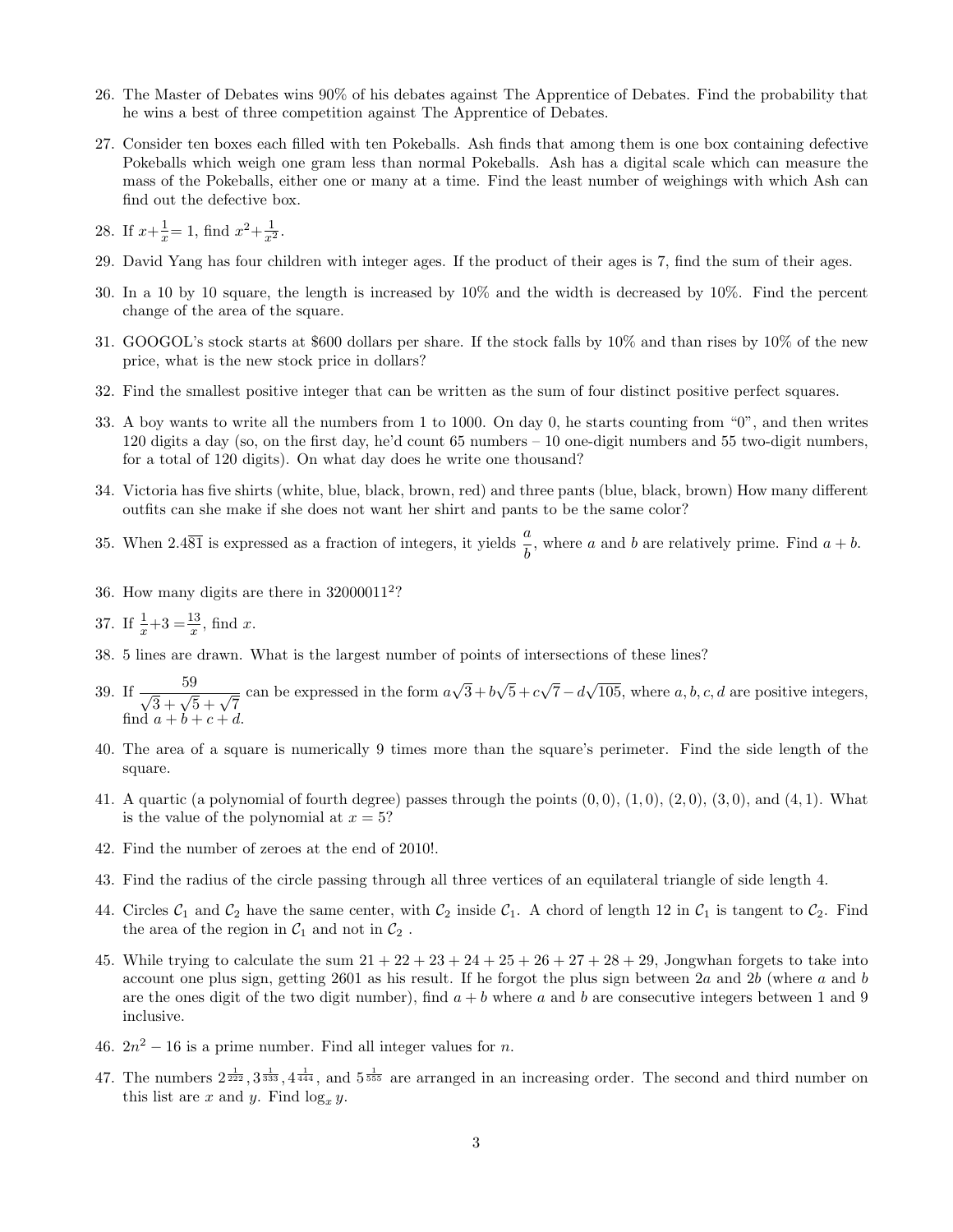26. The Master of Debates wins 90% of his debates against The Apprentice of Debates. Find the probability that he wins a best of three competition against The Apprentice of Debates.

27. Consider ten boxes each filled with ten Pokeballs. Ash finds that among them is one box containing defective Pokeballs which weigh one gram less than normal Pokeballs. Ash has a digital scale which can measure the mass of the Pokeballs, either one or many at a time. Find the least number of weighings with which Ash can find out the defective box.

28. If $x+\frac{1}{x}=1$, find $x^2+\frac{1}{x^2}$.

29. David Yang has four children with integer ages. If the product of their ages is 7, find the sum of their ages.

30. In a 10 by 10 square, the length is increased by 10% and the width is decreased by 10%. Find the percent change of the area of the square.

31. GOOGOL's stock starts at \$600 dollars per share. If the stock falls by 10% and than rises by 10% of the new price, what is the new stock price in dollars?

32. Find the smallest positive integer that can be written as the sum of four distinct positive perfect squares.

33. A boy wants to write all the numbers from 1 to 1000. On day 0, he starts counting from "0", and then writes 120 digits a day (so, on the first day, he'd count 65 numbers – 10 one-digit numbers and 55 two-digit numbers, for a total of 120 digits). On what day does he write one thousand?

34. Victoria has five shirts (white, blue, black, brown, red) and three pants (blue, black, brown) How many different outfits can she make if she does not want her shirt and pants to be the same color?

35. When $2.4\overline{81}$ is expressed as a fraction of integers, it yields $\frac{a}{b}$, where $a$ and $b$ are relatively prime. Find $a+b$.

36. How many digits are there in $32000011^2$?

37. If $\frac{1}{x}+3=\frac{13}{x}$, find $x$.

38. 5 lines are drawn. What is the largest number of points of intersections of these lines?

39. If $\dfrac{59}{\sqrt{3}+\sqrt{5}+\sqrt{7}}$ can be expressed in the form $a\sqrt{3}+b\sqrt{5}+c\sqrt{7}-d\sqrt{105}$, where $a, b, c, d$ are positive integers, find $a+b+c+d$.

40. The area of a square is numerically 9 times more than the square's perimeter. Find the side length of the square.

41. A quartic (a polynomial of fourth degree) passes through the points $(0,0)$, $(1,0)$, $(2,0)$, $(3,0)$, and $(4,1)$. What is the value of the polynomial at $x=5$?

42. Find the number of zeroes at the end of 2010!.

43. Find the radius of the circle passing through all three vertices of an equilateral triangle of side length 4.

44. Circles $\mathcal{C}_1$ and $\mathcal{C}_2$ have the same center, with $\mathcal{C}_2$ inside $\mathcal{C}_1$. A chord of length 12 in $\mathcal{C}_1$ is tangent to $\mathcal{C}_2$. Find the area of the region in $\mathcal{C}_1$ and not in $\mathcal{C}_2$ .

45. While trying to calculate the sum $21+22+23+24+25+26+27+28+29$, Jongwhan forgets to take into account one plus sign, getting 2601 as his result. If he forgot the plus sign between $2a$ and $2b$ (where $a$ and $b$ are the ones digit of the two digit number), find $a+b$ where $a$ and $b$ are consecutive integers between 1 and 9 inclusive.

46. $2n^2-16$ is a prime number. Find all integer values for $n$.

47. The numbers $2^{\frac{1}{222}}, 3^{\frac{1}{333}}, 4^{\frac{1}{444}}$, and $5^{\frac{1}{555}}$ are arranged in an increasing order. The second and third number on this list are $x$ and $y$. Find $\log_x y$.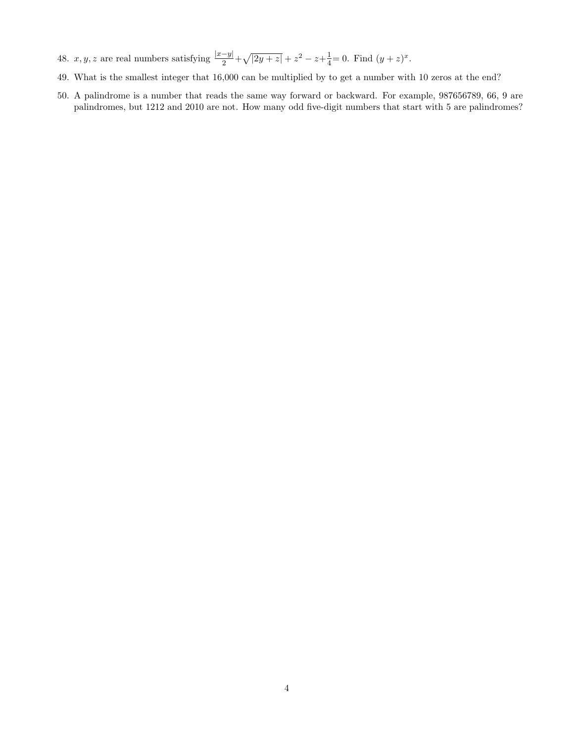48. $x, y, z$ are real numbers satisfying $\frac{|x-y|}{2}+\sqrt{|2y+z|}+z^2-z+\frac{1}{4}=0$. Find $(y+z)^x$.

49. What is the smallest integer that 16,000 can be multiplied by to get a number with 10 zeros at the end?

50. A palindrome is a number that reads the same way forward or backward. For example, 987656789, 66, 9 are palindromes, but 1212 and 2010 are not. How many odd five-digit numbers that start with 5 are palindromes?